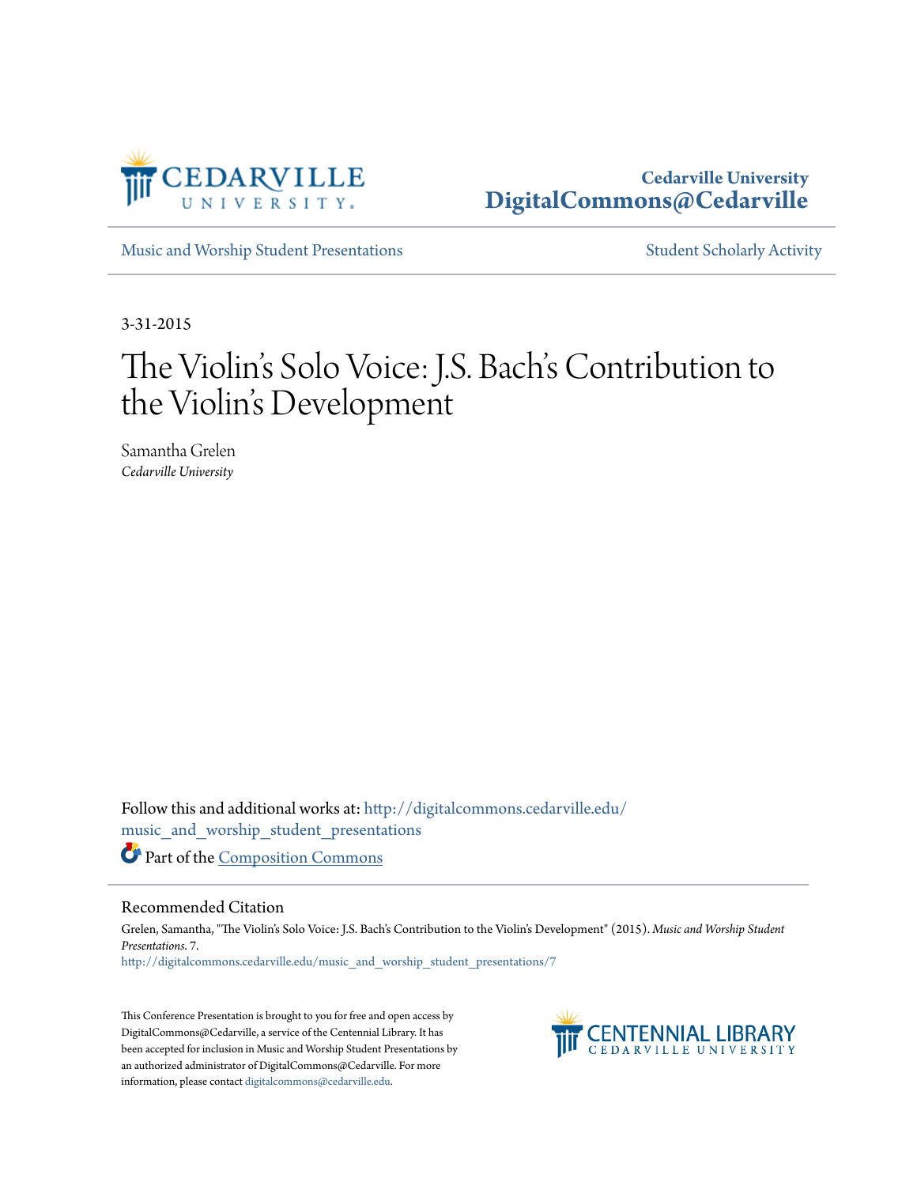Cedarville University
DigitalCommons@Cedarville

Music and Worship Student Presentations | Student Scholarly Activity

3-31-2015

# The Violin's Solo Voice: J.S. Bach's Contribution to the Violin's Development

Samantha Grelen
*Cedarville University*

Follow this and additional works at: http://digitalcommons.cedarville.edu/music_and_worship_student_presentations

Part of the Composition Commons

## Recommended Citation

Grelen, Samantha, "The Violin's Solo Voice: J.S. Bach's Contribution to the Violin's Development" (2015). *Music and Worship Student Presentations*. 7.
http://digitalcommons.cedarville.edu/music_and_worship_student_presentations/7

This Conference Presentation is brought to you for free and open access by DigitalCommons@Cedarville, a service of the Centennial Library. It has been accepted for inclusion in Music and Worship Student Presentations by an authorized administrator of DigitalCommons@Cedarville. For more information, please contact digitalcommons@cedarville.edu.

CENTENNIAL LIBRARY
CEDARVILLE UNIVERSITY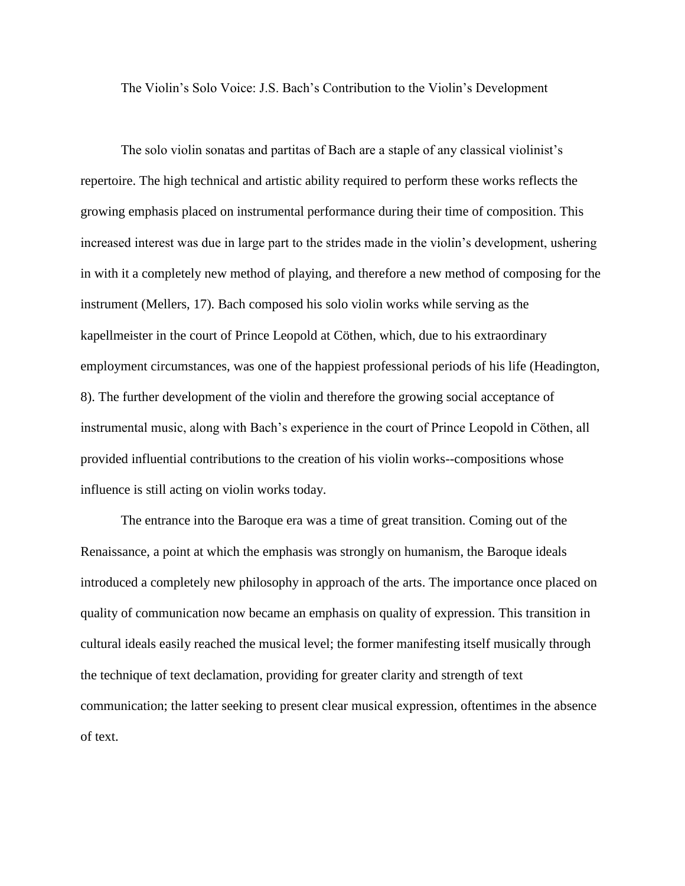# The Violin's Solo Voice: J.S. Bach's Contribution to the Violin's Development

The solo violin sonatas and partitas of Bach are a staple of any classical violinist's repertoire. The high technical and artistic ability required to perform these works reflects the growing emphasis placed on instrumental performance during their time of composition. This increased interest was due in large part to the strides made in the violin's development, ushering in with it a completely new method of playing, and therefore a new method of composing for the instrument (Mellers, 17). Bach composed his solo violin works while serving as the kapellmeister in the court of Prince Leopold at Cöthen, which, due to his extraordinary employment circumstances, was one of the happiest professional periods of his life (Headington, 8). The further development of the violin and therefore the growing social acceptance of instrumental music, along with Bach's experience in the court of Prince Leopold in Cöthen, all provided influential contributions to the creation of his violin works--compositions whose influence is still acting on violin works today.

The entrance into the Baroque era was a time of great transition. Coming out of the Renaissance, a point at which the emphasis was strongly on humanism, the Baroque ideals introduced a completely new philosophy in approach of the arts. The importance once placed on quality of communication now became an emphasis on quality of expression. This transition in cultural ideals easily reached the musical level; the former manifesting itself musically through the technique of text declamation, providing for greater clarity and strength of text communication; the latter seeking to present clear musical expression, oftentimes in the absence of text.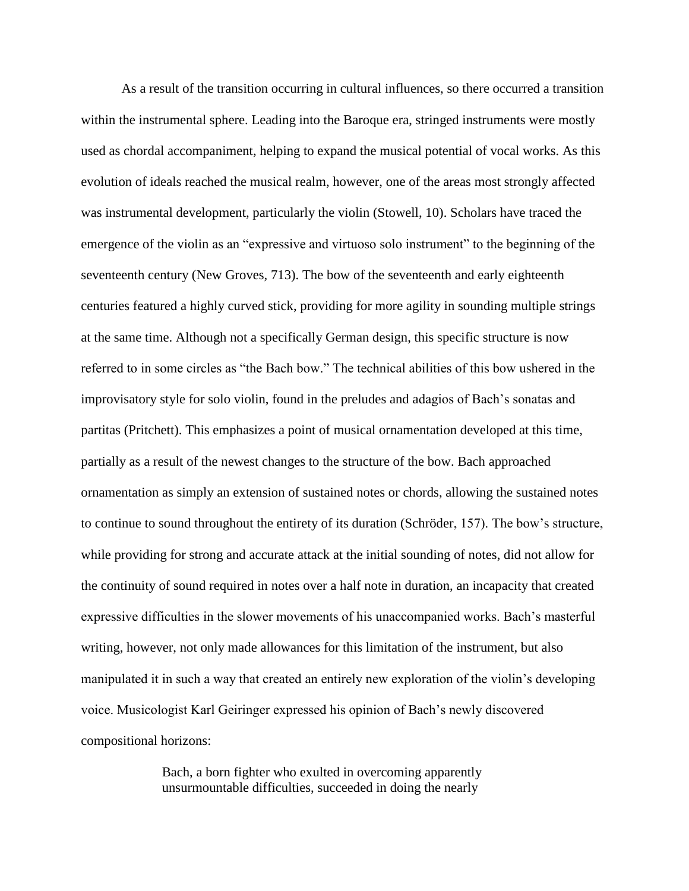As a result of the transition occurring in cultural influences, so there occurred a transition within the instrumental sphere. Leading into the Baroque era, stringed instruments were mostly used as chordal accompaniment, helping to expand the musical potential of vocal works. As this evolution of ideals reached the musical realm, however, one of the areas most strongly affected was instrumental development, particularly the violin (Stowell, 10). Scholars have traced the emergence of the violin as an "expressive and virtuoso solo instrument" to the beginning of the seventeenth century (New Groves, 713). The bow of the seventeenth and early eighteenth centuries featured a highly curved stick, providing for more agility in sounding multiple strings at the same time. Although not a specifically German design, this specific structure is now referred to in some circles as "the Bach bow." The technical abilities of this bow ushered in the improvisatory style for solo violin, found in the preludes and adagios of Bach's sonatas and partitas (Pritchett). This emphasizes a point of musical ornamentation developed at this time, partially as a result of the newest changes to the structure of the bow. Bach approached ornamentation as simply an extension of sustained notes or chords, allowing the sustained notes to continue to sound throughout the entirety of its duration (Schröder, 157). The bow's structure, while providing for strong and accurate attack at the initial sounding of notes, did not allow for the continuity of sound required in notes over a half note in duration, an incapacity that created expressive difficulties in the slower movements of his unaccompanied works. Bach's masterful writing, however, not only made allowances for this limitation of the instrument, but also manipulated it in such a way that created an entirely new exploration of the violin's developing voice. Musicologist Karl Geiringer expressed his opinion of Bach's newly discovered compositional horizons:

> Bach, a born fighter who exulted in overcoming apparently unsurmountable difficulties, succeeded in doing the nearly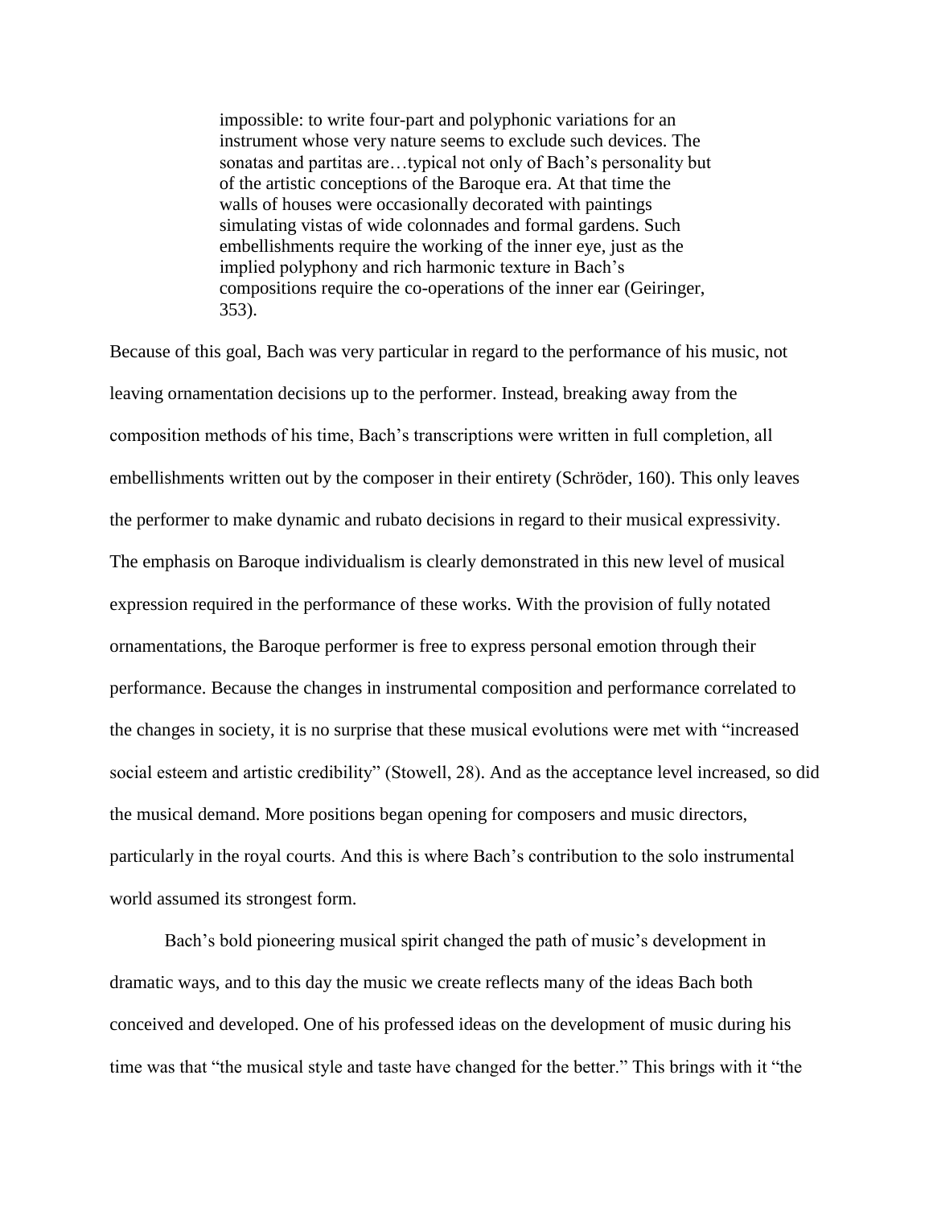> impossible: to write four-part and polyphonic variations for an instrument whose very nature seems to exclude such devices. The sonatas and partitas are…typical not only of Bach's personality but of the artistic conceptions of the Baroque era. At that time the walls of houses were occasionally decorated with paintings simulating vistas of wide colonnades and formal gardens. Such embellishments require the working of the inner eye, just as the implied polyphony and rich harmonic texture in Bach's compositions require the co-operations of the inner ear (Geiringer, 353).

Because of this goal, Bach was very particular in regard to the performance of his music, not leaving ornamentation decisions up to the performer. Instead, breaking away from the composition methods of his time, Bach's transcriptions were written in full completion, all embellishments written out by the composer in their entirety (Schröder, 160). This only leaves the performer to make dynamic and rubato decisions in regard to their musical expressivity. The emphasis on Baroque individualism is clearly demonstrated in this new level of musical expression required in the performance of these works. With the provision of fully notated ornamentations, the Baroque performer is free to express personal emotion through their performance. Because the changes in instrumental composition and performance correlated to the changes in society, it is no surprise that these musical evolutions were met with "increased social esteem and artistic credibility" (Stowell, 28). And as the acceptance level increased, so did the musical demand. More positions began opening for composers and music directors, particularly in the royal courts. And this is where Bach's contribution to the solo instrumental world assumed its strongest form.

Bach's bold pioneering musical spirit changed the path of music's development in dramatic ways, and to this day the music we create reflects many of the ideas Bach both conceived and developed. One of his professed ideas on the development of music during his time was that "the musical style and taste have changed for the better." This brings with it "the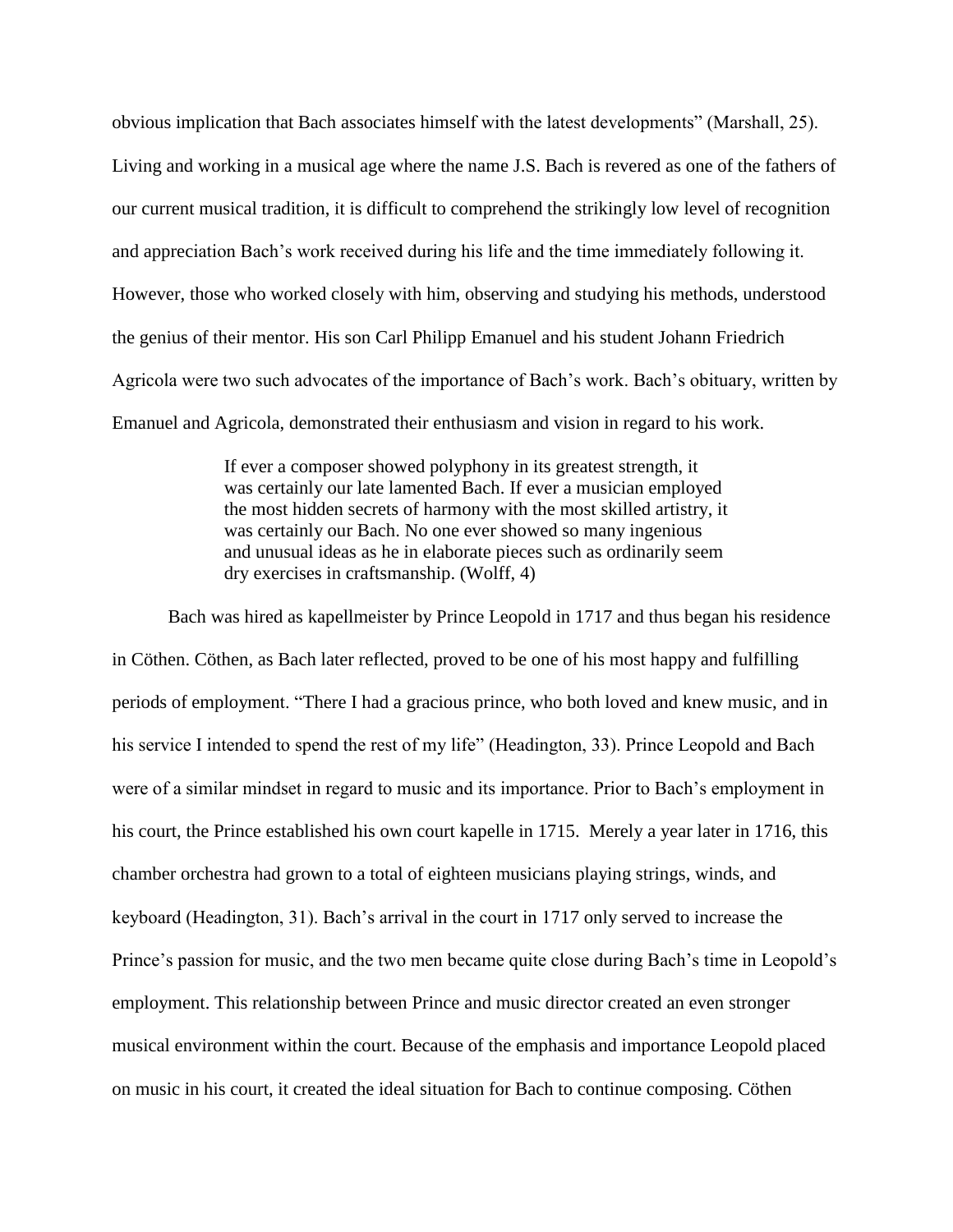obvious implication that Bach associates himself with the latest developments" (Marshall, 25). Living and working in a musical age where the name J.S. Bach is revered as one of the fathers of our current musical tradition, it is difficult to comprehend the strikingly low level of recognition and appreciation Bach's work received during his life and the time immediately following it. However, those who worked closely with him, observing and studying his methods, understood the genius of their mentor. His son Carl Philipp Emanuel and his student Johann Friedrich Agricola were two such advocates of the importance of Bach's work. Bach's obituary, written by Emanuel and Agricola, demonstrated their enthusiasm and vision in regard to his work.

> If ever a composer showed polyphony in its greatest strength, it was certainly our late lamented Bach. If ever a musician employed the most hidden secrets of harmony with the most skilled artistry, it was certainly our Bach. No one ever showed so many ingenious and unusual ideas as he in elaborate pieces such as ordinarily seem dry exercises in craftsmanship. (Wolff, 4)

Bach was hired as kapellmeister by Prince Leopold in 1717 and thus began his residence in Cöthen. Cöthen, as Bach later reflected, proved to be one of his most happy and fulfilling periods of employment. "There I had a gracious prince, who both loved and knew music, and in his service I intended to spend the rest of my life" (Headington, 33). Prince Leopold and Bach were of a similar mindset in regard to music and its importance. Prior to Bach's employment in his court, the Prince established his own court kapelle in 1715. Merely a year later in 1716, this chamber orchestra had grown to a total of eighteen musicians playing strings, winds, and keyboard (Headington, 31). Bach's arrival in the court in 1717 only served to increase the Prince's passion for music, and the two men became quite close during Bach's time in Leopold's employment. This relationship between Prince and music director created an even stronger musical environment within the court. Because of the emphasis and importance Leopold placed on music in his court, it created the ideal situation for Bach to continue composing. Cöthen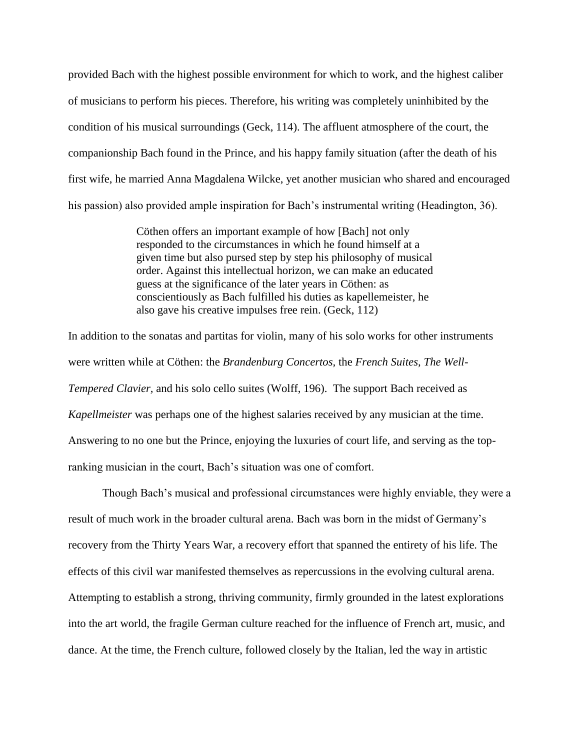provided Bach with the highest possible environment for which to work, and the highest caliber of musicians to perform his pieces. Therefore, his writing was completely uninhibited by the condition of his musical surroundings (Geck, 114). The affluent atmosphere of the court, the companionship Bach found in the Prince, and his happy family situation (after the death of his first wife, he married Anna Magdalena Wilcke, yet another musician who shared and encouraged his passion) also provided ample inspiration for Bach's instrumental writing (Headington, 36).

> Cöthen offers an important example of how [Bach] not only responded to the circumstances in which he found himself at a given time but also pursed step by step his philosophy of musical order. Against this intellectual horizon, we can make an educated guess at the significance of the later years in Cöthen: as conscientiously as Bach fulfilled his duties as kapellemeister, he also gave his creative impulses free rein. (Geck, 112)

In addition to the sonatas and partitas for violin, many of his solo works for other instruments were written while at Cöthen: the *Brandenburg Concertos,* the *French Suites, The Well-Tempered Clavier,* and his solo cello suites (Wolff, 196). The support Bach received as *Kapellmeister* was perhaps one of the highest salaries received by any musician at the time. Answering to no one but the Prince, enjoying the luxuries of court life, and serving as the top-ranking musician in the court, Bach's situation was one of comfort.

Though Bach's musical and professional circumstances were highly enviable, they were a result of much work in the broader cultural arena. Bach was born in the midst of Germany's recovery from the Thirty Years War, a recovery effort that spanned the entirety of his life. The effects of this civil war manifested themselves as repercussions in the evolving cultural arena. Attempting to establish a strong, thriving community, firmly grounded in the latest explorations into the art world, the fragile German culture reached for the influence of French art, music, and dance. At the time, the French culture, followed closely by the Italian, led the way in artistic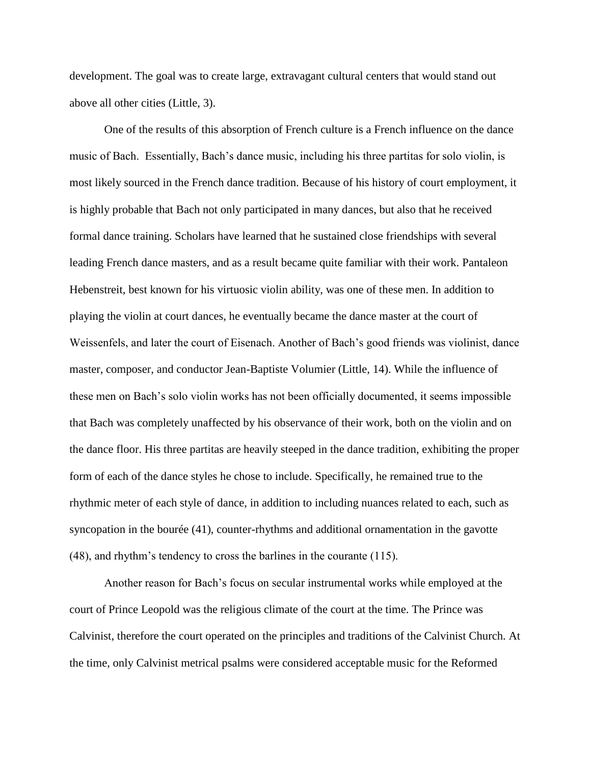development. The goal was to create large, extravagant cultural centers that would stand out above all other cities (Little, 3).

One of the results of this absorption of French culture is a French influence on the dance music of Bach. Essentially, Bach's dance music, including his three partitas for solo violin, is most likely sourced in the French dance tradition. Because of his history of court employment, it is highly probable that Bach not only participated in many dances, but also that he received formal dance training. Scholars have learned that he sustained close friendships with several leading French dance masters, and as a result became quite familiar with their work. Pantaleon Hebenstreit, best known for his virtuosic violin ability, was one of these men. In addition to playing the violin at court dances, he eventually became the dance master at the court of Weissenfels, and later the court of Eisenach. Another of Bach's good friends was violinist, dance master, composer, and conductor Jean-Baptiste Volumier (Little, 14). While the influence of these men on Bach's solo violin works has not been officially documented, it seems impossible that Bach was completely unaffected by his observance of their work, both on the violin and on the dance floor. His three partitas are heavily steeped in the dance tradition, exhibiting the proper form of each of the dance styles he chose to include. Specifically, he remained true to the rhythmic meter of each style of dance, in addition to including nuances related to each, such as syncopation in the bourée (41), counter-rhythms and additional ornamentation in the gavotte (48), and rhythm's tendency to cross the barlines in the courante (115).

Another reason for Bach's focus on secular instrumental works while employed at the court of Prince Leopold was the religious climate of the court at the time. The Prince was Calvinist, therefore the court operated on the principles and traditions of the Calvinist Church. At the time, only Calvinist metrical psalms were considered acceptable music for the Reformed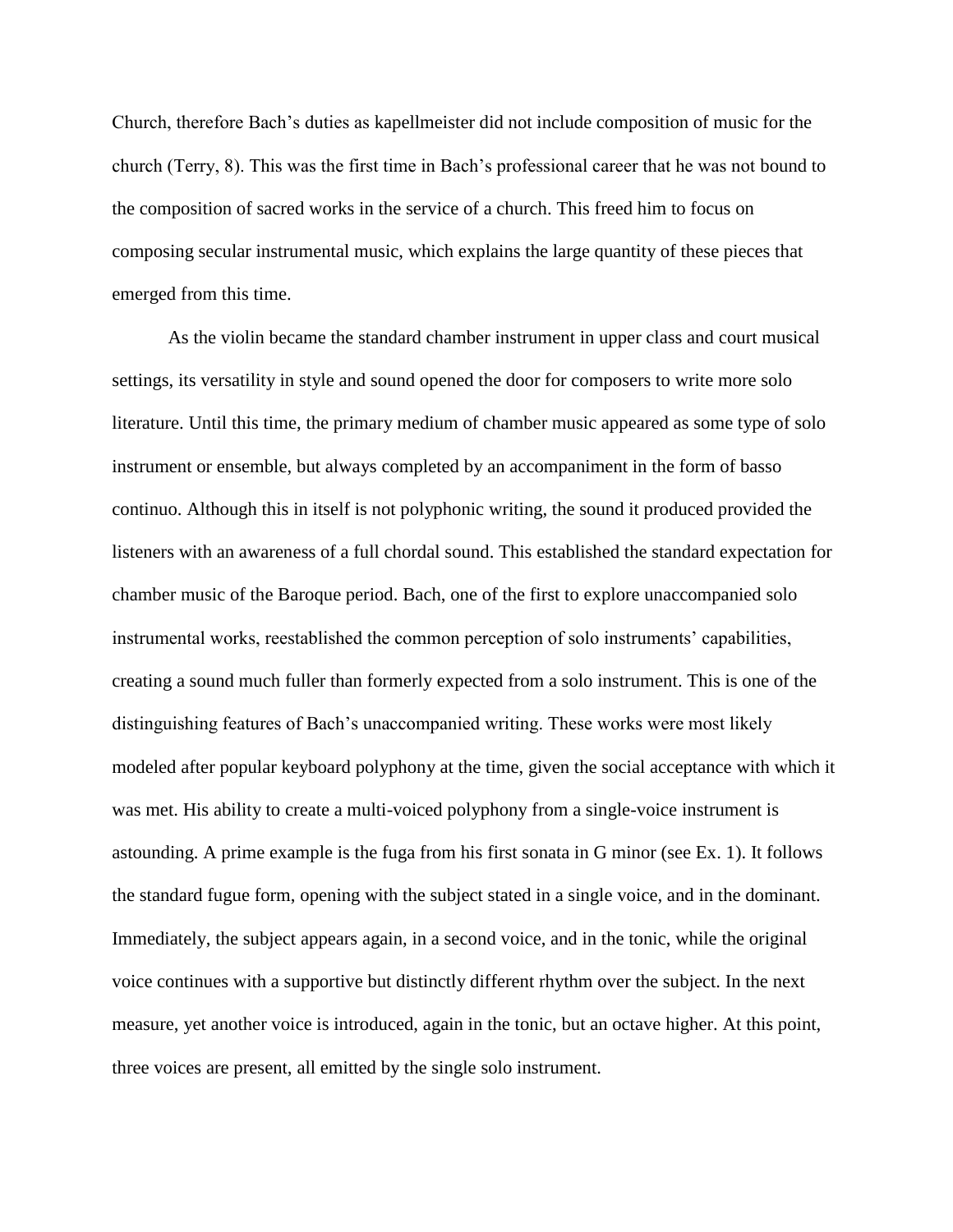Church, therefore Bach's duties as kapellmeister did not include composition of music for the church (Terry, 8). This was the first time in Bach's professional career that he was not bound to the composition of sacred works in the service of a church. This freed him to focus on composing secular instrumental music, which explains the large quantity of these pieces that emerged from this time.

As the violin became the standard chamber instrument in upper class and court musical settings, its versatility in style and sound opened the door for composers to write more solo literature. Until this time, the primary medium of chamber music appeared as some type of solo instrument or ensemble, but always completed by an accompaniment in the form of basso continuo. Although this in itself is not polyphonic writing, the sound it produced provided the listeners with an awareness of a full chordal sound. This established the standard expectation for chamber music of the Baroque period. Bach, one of the first to explore unaccompanied solo instrumental works, reestablished the common perception of solo instruments' capabilities, creating a sound much fuller than formerly expected from a solo instrument. This is one of the distinguishing features of Bach's unaccompanied writing. These works were most likely modeled after popular keyboard polyphony at the time, given the social acceptance with which it was met. His ability to create a multi-voiced polyphony from a single-voice instrument is astounding. A prime example is the fuga from his first sonata in G minor (see Ex. 1). It follows the standard fugue form, opening with the subject stated in a single voice, and in the dominant. Immediately, the subject appears again, in a second voice, and in the tonic, while the original voice continues with a supportive but distinctly different rhythm over the subject. In the next measure, yet another voice is introduced, again in the tonic, but an octave higher. At this point, three voices are present, all emitted by the single solo instrument.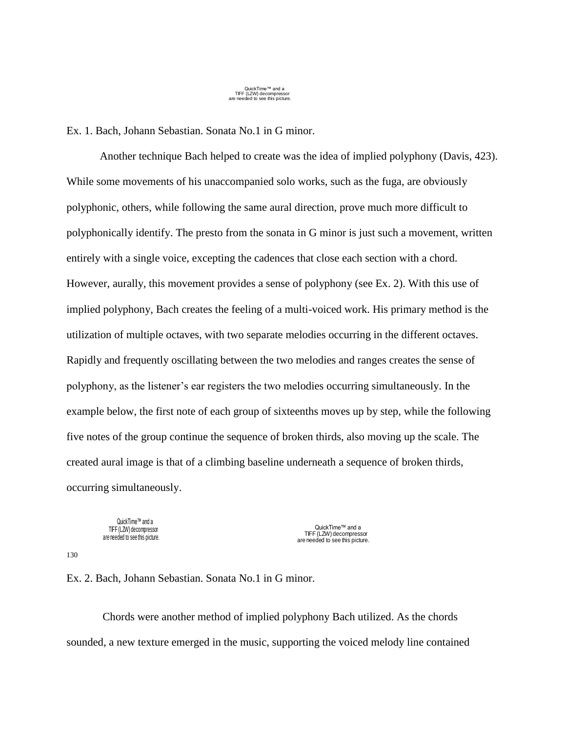Ex. 1. Bach, Johann Sebastian. Sonata No.1 in G minor.

Another technique Bach helped to create was the idea of implied polyphony (Davis, 423). While some movements of his unaccompanied solo works, such as the fuga, are obviously polyphonic, others, while following the same aural direction, prove much more difficult to polyphonically identify. The presto from the sonata in G minor is just such a movement, written entirely with a single voice, excepting the cadences that close each section with a chord. However, aurally, this movement provides a sense of polyphony (see Ex. 2). With this use of implied polyphony, Bach creates the feeling of a multi-voiced work. His primary method is the utilization of multiple octaves, with two separate melodies occurring in the different octaves. Rapidly and frequently oscillating between the two melodies and ranges creates the sense of polyphony, as the listener's ear registers the two melodies occurring simultaneously. In the example below, the first note of each group of sixteenths moves up by step, while the following five notes of the group continue the sequence of broken thirds, also moving up the scale. The created aural image is that of a climbing baseline underneath a sequence of broken thirds, occurring simultaneously.

130

Ex. 2. Bach, Johann Sebastian. Sonata No.1 in G minor.

Chords were another method of implied polyphony Bach utilized. As the chords sounded, a new texture emerged in the music, supporting the voiced melody line contained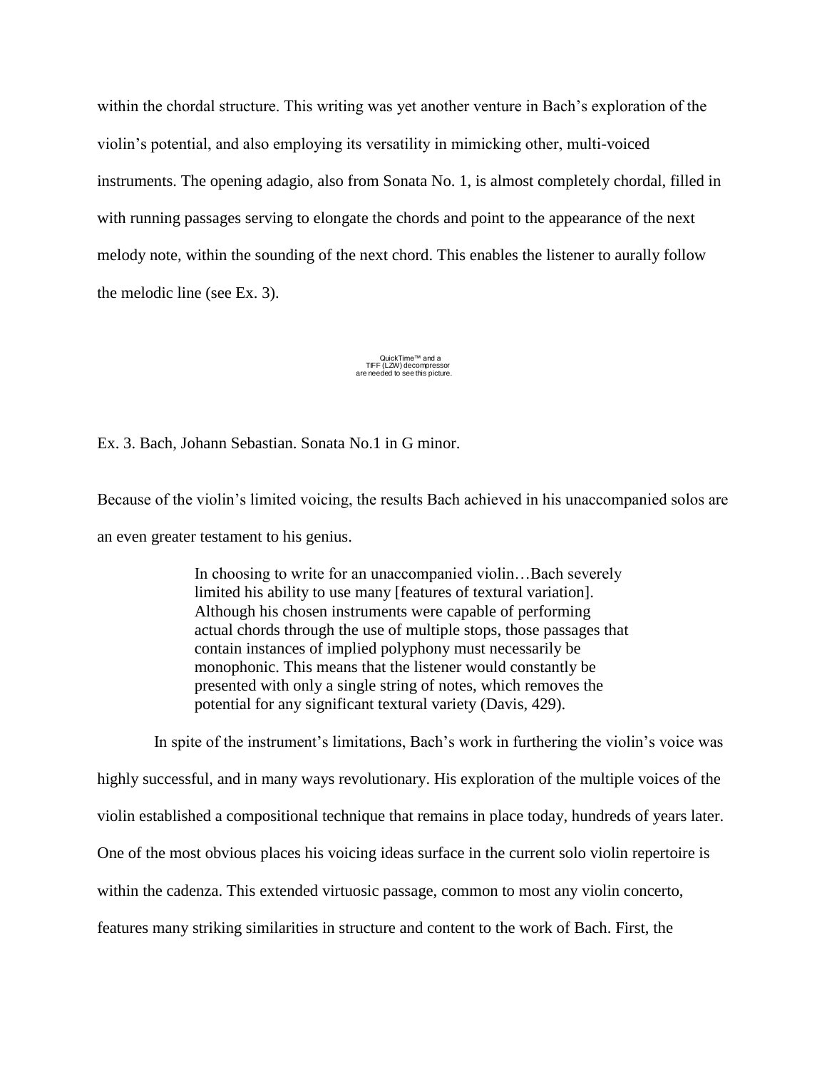within the chordal structure. This writing was yet another venture in Bach's exploration of the violin's potential, and also employing its versatility in mimicking other, multi-voiced instruments. The opening adagio, also from Sonata No. 1, is almost completely chordal, filled in with running passages serving to elongate the chords and point to the appearance of the next melody note, within the sounding of the next chord. This enables the listener to aurally follow the melodic line (see Ex. 3).

QuickTime™ and a TIFF (LZW) decompressor are needed to see this picture.

Ex. 3. Bach, Johann Sebastian. Sonata No.1 in G minor.

Because of the violin's limited voicing, the results Bach achieved in his unaccompanied solos are an even greater testament to his genius.

> In choosing to write for an unaccompanied violin…Bach severely limited his ability to use many [features of textural variation]. Although his chosen instruments were capable of performing actual chords through the use of multiple stops, those passages that contain instances of implied polyphony must necessarily be monophonic. This means that the listener would constantly be presented with only a single string of notes, which removes the potential for any significant textural variety (Davis, 429).

In spite of the instrument's limitations, Bach's work in furthering the violin's voice was highly successful, and in many ways revolutionary. His exploration of the multiple voices of the violin established a compositional technique that remains in place today, hundreds of years later. One of the most obvious places his voicing ideas surface in the current solo violin repertoire is within the cadenza. This extended virtuosic passage, common to most any violin concerto, features many striking similarities in structure and content to the work of Bach. First, the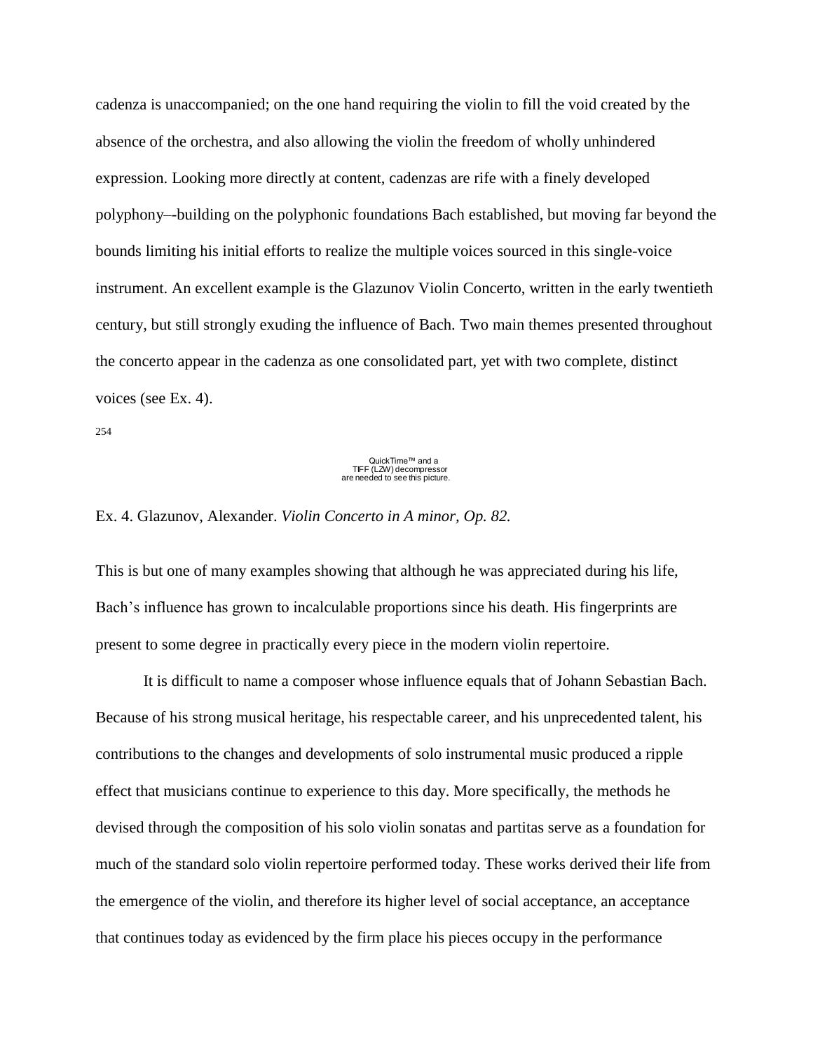cadenza is unaccompanied; on the one hand requiring the violin to fill the void created by the absence of the orchestra, and also allowing the violin the freedom of wholly unhindered expression. Looking more directly at content, cadenzas are rife with a finely developed polyphony–-building on the polyphonic foundations Bach established, but moving far beyond the bounds limiting his initial efforts to realize the multiple voices sourced in this single-voice instrument. An excellent example is the Glazunov Violin Concerto, written in the early twentieth century, but still strongly exuding the influence of Bach. Two main themes presented throughout the concerto appear in the cadenza as one consolidated part, yet with two complete, distinct voices (see Ex. 4).

254

QuickTime™ and a
TIFF (LZW) decompressor
are needed to see this picture.

Ex. 4. Glazunov, Alexander. *Violin Concerto in A minor, Op. 82.*

This is but one of many examples showing that although he was appreciated during his life, Bach's influence has grown to incalculable proportions since his death. His fingerprints are present to some degree in practically every piece in the modern violin repertoire.

It is difficult to name a composer whose influence equals that of Johann Sebastian Bach. Because of his strong musical heritage, his respectable career, and his unprecedented talent, his contributions to the changes and developments of solo instrumental music produced a ripple effect that musicians continue to experience to this day. More specifically, the methods he devised through the composition of his solo violin sonatas and partitas serve as a foundation for much of the standard solo violin repertoire performed today. These works derived their life from the emergence of the violin, and therefore its higher level of social acceptance, an acceptance that continues today as evidenced by the firm place his pieces occupy in the performance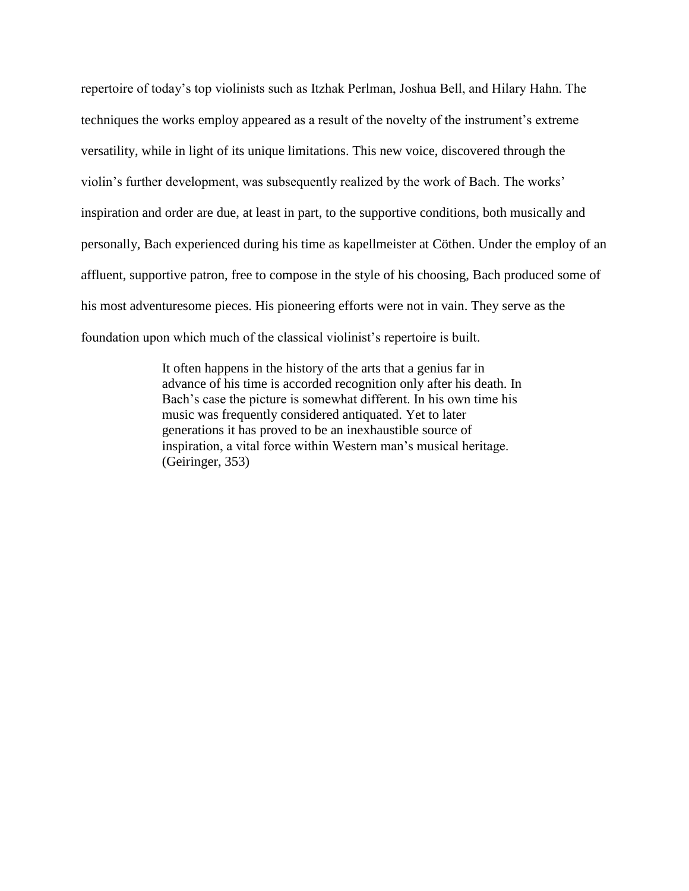repertoire of today's top violinists such as Itzhak Perlman, Joshua Bell, and Hilary Hahn. The techniques the works employ appeared as a result of the novelty of the instrument's extreme versatility, while in light of its unique limitations. This new voice, discovered through the violin's further development, was subsequently realized by the work of Bach. The works' inspiration and order are due, at least in part, to the supportive conditions, both musically and personally, Bach experienced during his time as kapellmeister at Cöthen. Under the employ of an affluent, supportive patron, free to compose in the style of his choosing, Bach produced some of his most adventuresome pieces. His pioneering efforts were not in vain. They serve as the foundation upon which much of the classical violinist's repertoire is built.

> It often happens in the history of the arts that a genius far in advance of his time is accorded recognition only after his death. In Bach's case the picture is somewhat different. In his own time his music was frequently considered antiquated. Yet to later generations it has proved to be an inexhaustible source of inspiration, a vital force within Western man's musical heritage. (Geiringer, 353)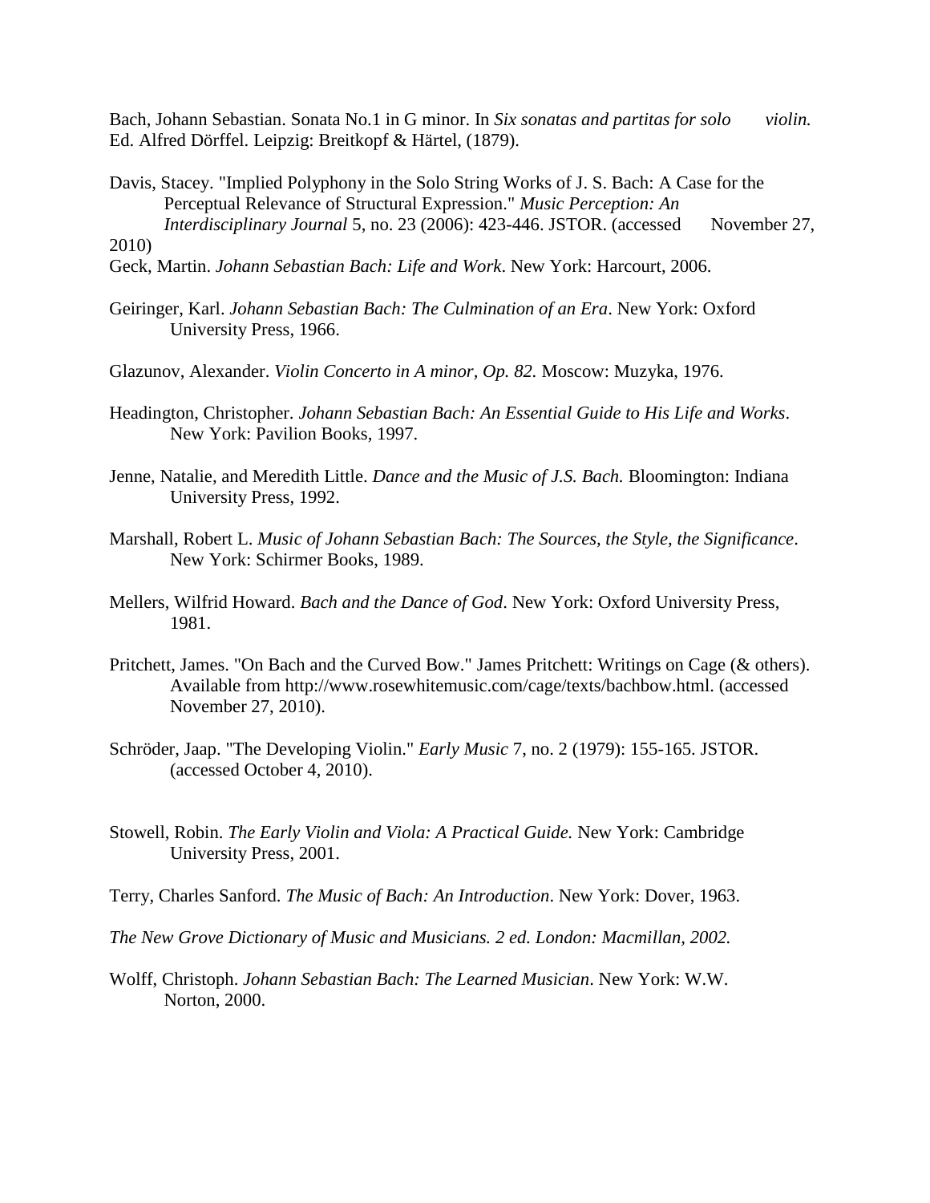Bach, Johann Sebastian. Sonata No.1 in G minor. In *Six sonatas and partitas for solo violin.* Ed. Alfred Dörffel. Leipzig: Breitkopf & Härtel, (1879).

Davis, Stacey. "Implied Polyphony in the Solo String Works of J. S. Bach: A Case for the Perceptual Relevance of Structural Expression." *Music Perception: An Interdisciplinary Journal* 5, no. 23 (2006): 423-446. JSTOR. (accessed November 27, 2010)

Geck, Martin. *Johann Sebastian Bach: Life and Work*. New York: Harcourt, 2006.

Geiringer, Karl. *Johann Sebastian Bach: The Culmination of an Era*. New York: Oxford University Press, 1966.

Glazunov, Alexander. *Violin Concerto in A minor, Op. 82.* Moscow: Muzyka, 1976.

Headington, Christopher. *Johann Sebastian Bach: An Essential Guide to His Life and Works*. New York: Pavilion Books, 1997.

Jenne, Natalie, and Meredith Little. *Dance and the Music of J.S. Bach.* Bloomington: Indiana University Press, 1992.

Marshall, Robert L. *Music of Johann Sebastian Bach: The Sources, the Style, the Significance*. New York: Schirmer Books, 1989.

Mellers, Wilfrid Howard. *Bach and the Dance of God*. New York: Oxford University Press, 1981.

Pritchett, James. "On Bach and the Curved Bow." James Pritchett: Writings on Cage (& others). Available from http://www.rosewhitemusic.com/cage/texts/bachbow.html. (accessed November 27, 2010).

Schröder, Jaap. "The Developing Violin." *Early Music* 7, no. 2 (1979): 155-165. JSTOR. (accessed October 4, 2010).

Stowell, Robin. *The Early Violin and Viola: A Practical Guide.* New York: Cambridge University Press, 2001.

Terry, Charles Sanford. *The Music of Bach: An Introduction*. New York: Dover, 1963.

*The New Grove Dictionary of Music and Musicians. 2 ed. London: Macmillan, 2002.*

Wolff, Christoph. *Johann Sebastian Bach: The Learned Musician*. New York: W.W. Norton, 2000.